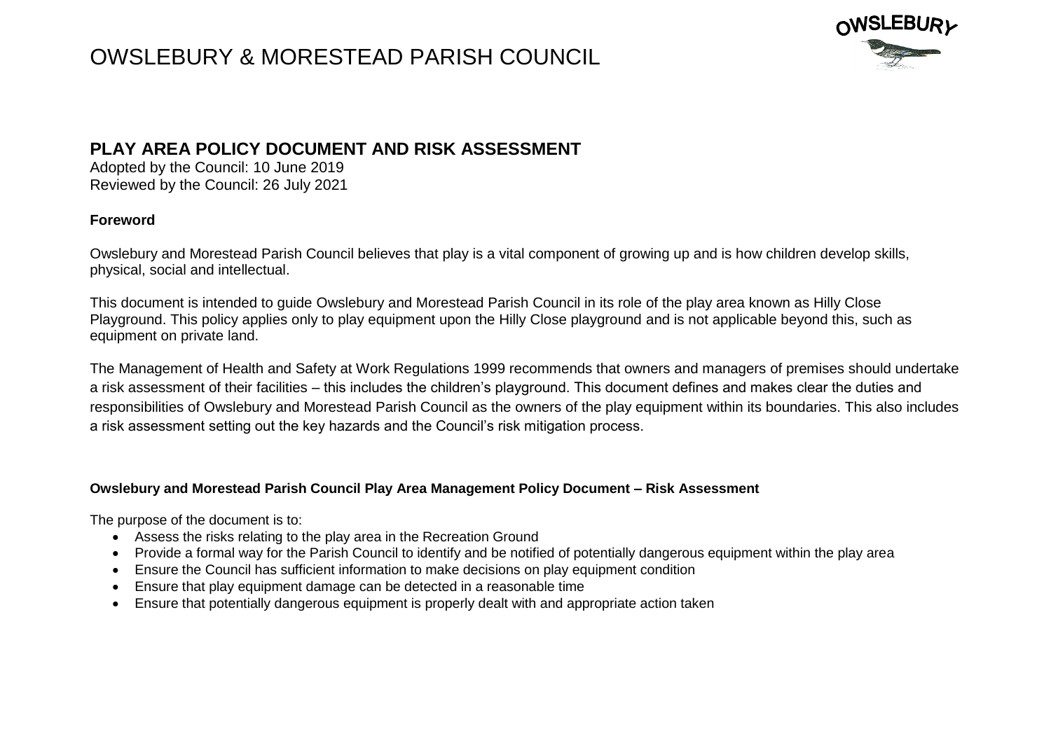# OWSLEBURY & MORESTEAD PARISH COUNCIL

OWSLEBURY

## PLAY AREA POLICY DOCUMENT AND RISK ASSESSMENT

Adopted by the Council: 10 June 2019
Reviewed by the Council: 26 July 2021

### Foreword

Owslebury and Morestead Parish Council believes that play is a vital component of growing up and is how children develop skills, physical, social and intellectual.

This document is intended to guide Owslebury and Morestead Parish Council in its role of the play area known as Hilly Close Playground. This policy applies only to play equipment upon the Hilly Close playground and is not applicable beyond this, such as equipment on private land.

The Management of Health and Safety at Work Regulations 1999 recommends that owners and managers of premises should undertake a risk assessment of their facilities – this includes the children's playground. This document defines and makes clear the duties and responsibilities of Owslebury and Morestead Parish Council as the owners of the play equipment within its boundaries. This also includes a risk assessment setting out the key hazards and the Council's risk mitigation process.

### Owslebury and Morestead Parish Council Play Area Management Policy Document – Risk Assessment

The purpose of the document is to:

- Assess the risks relating to the play area in the Recreation Ground
- Provide a formal way for the Parish Council to identify and be notified of potentially dangerous equipment within the play area
- Ensure the Council has sufficient information to make decisions on play equipment condition
- Ensure that play equipment damage can be detected in a reasonable time
- Ensure that potentially dangerous equipment is properly dealt with and appropriate action taken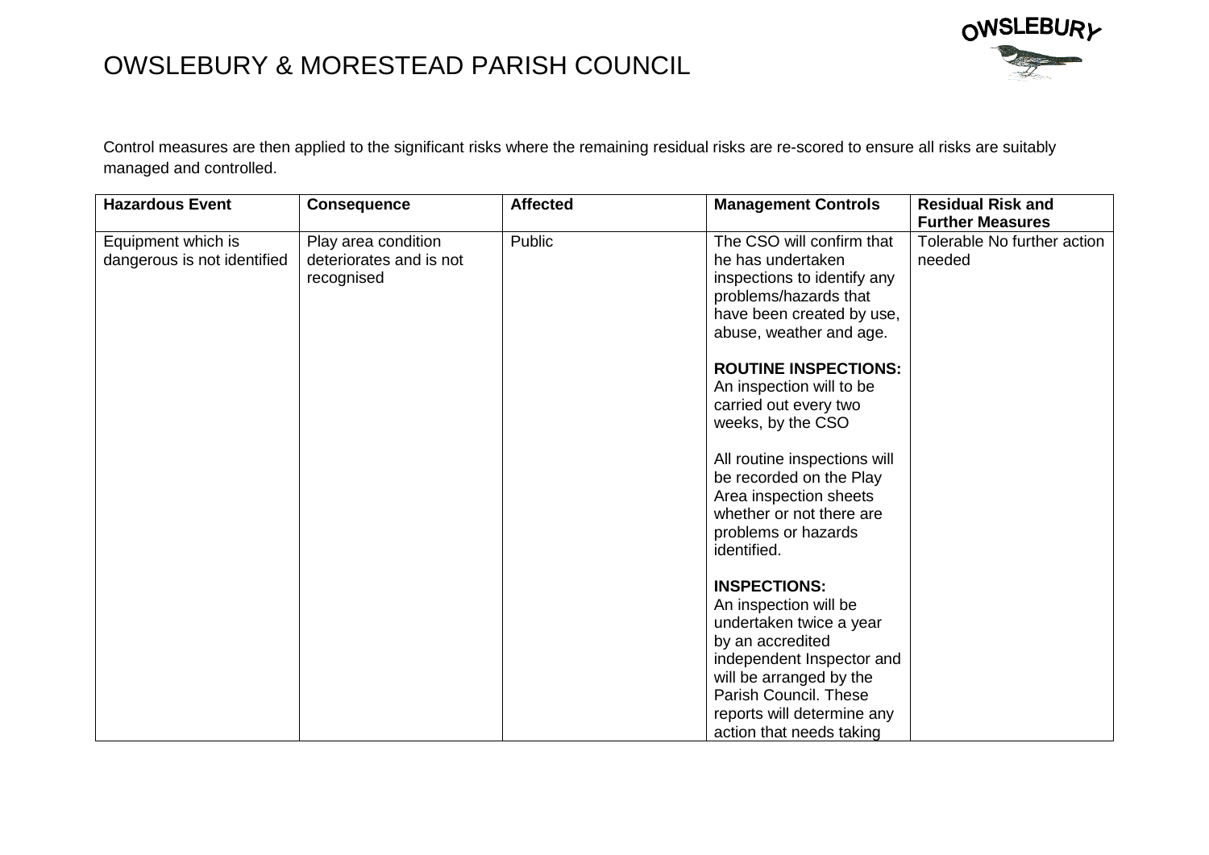Control measures are then applied to the significant risks where the remaining residual risks are re-scored to ensure all risks are suitably managed and controlled.

| Hazardous Event | Consequence | Affected | Management Controls | Residual Risk and Further Measures |
|---|---|---|---|---|
| Equipment which is dangerous is not identified | Play area condition deteriorates and is not recognised | Public | The CSO will confirm that he has undertaken inspections to identify any problems/hazards that have been created by use, abuse, weather and age.<br><br>**ROUTINE INSPECTIONS:** An inspection will to be carried out every two weeks, by the CSO<br><br>All routine inspections will be recorded on the Play Area inspection sheets whether or not there are problems or hazards identified.<br><br>**INSPECTIONS:** An inspection will be undertaken twice a year by an accredited independent Inspector and will be arranged by the Parish Council. These reports will determine any action that needs taking | Tolerable No further action needed |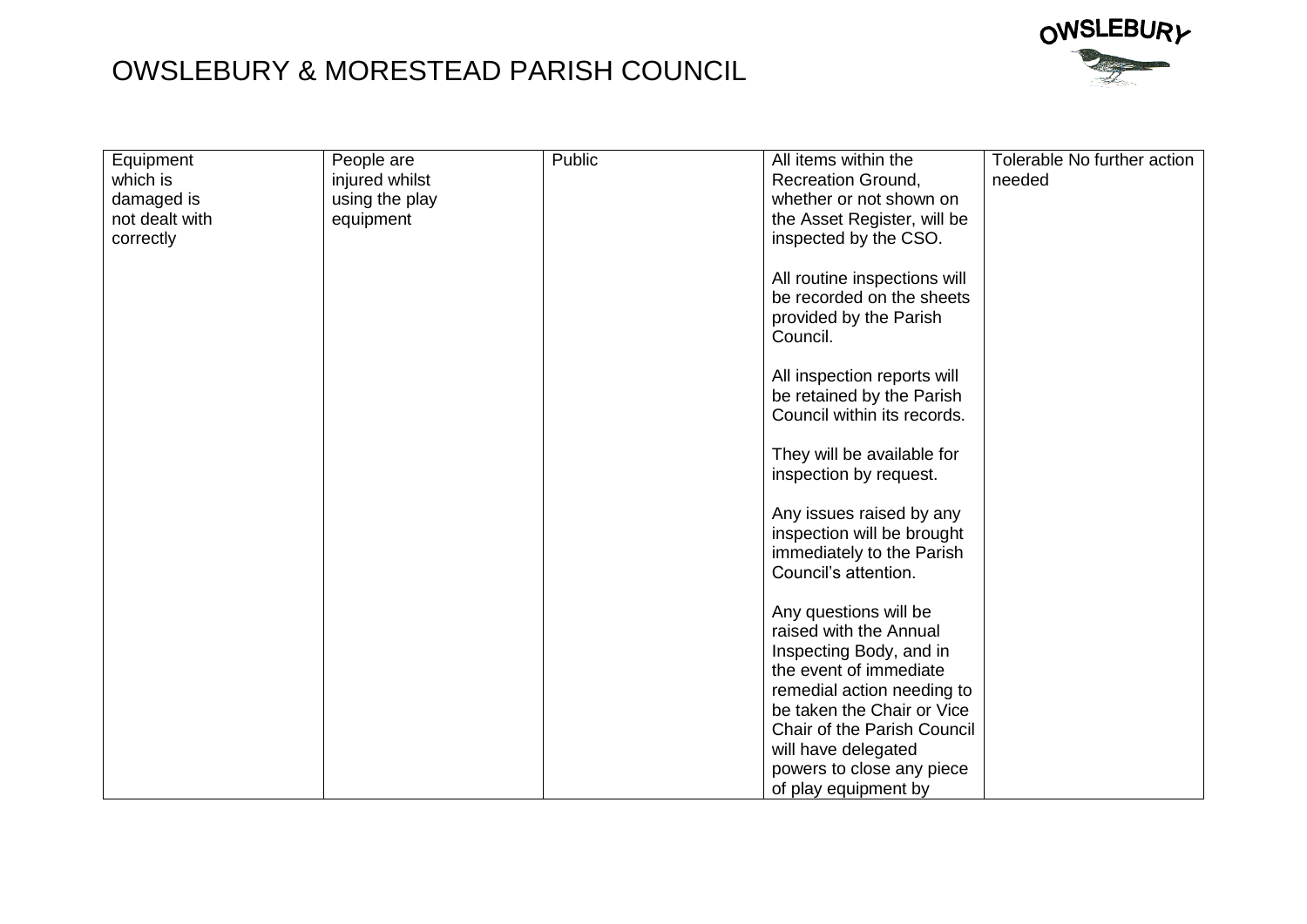# OWSLEBURY & MORESTEAD PARISH COUNCIL

| | | | | |
|---|---|---|---|---|
| Equipment which is damaged is not dealt with correctly | People are injured whilst using the play equipment | Public | All items within the Recreation Ground, whether or not shown on the Asset Register, will be inspected by the CSO.<br><br>All routine inspections will be recorded on the sheets provided by the Parish Council.<br><br>All inspection reports will be retained by the Parish Council within its records.<br><br>They will be available for inspection by request.<br><br>Any issues raised by any inspection will be brought immediately to the Parish Council's attention.<br><br>Any questions will be raised with the Annual Inspecting Body, and in the event of immediate remedial action needing to be taken the Chair or Vice Chair of the Parish Council will have delegated powers to close any piece of play equipment by | Tolerable No further action needed |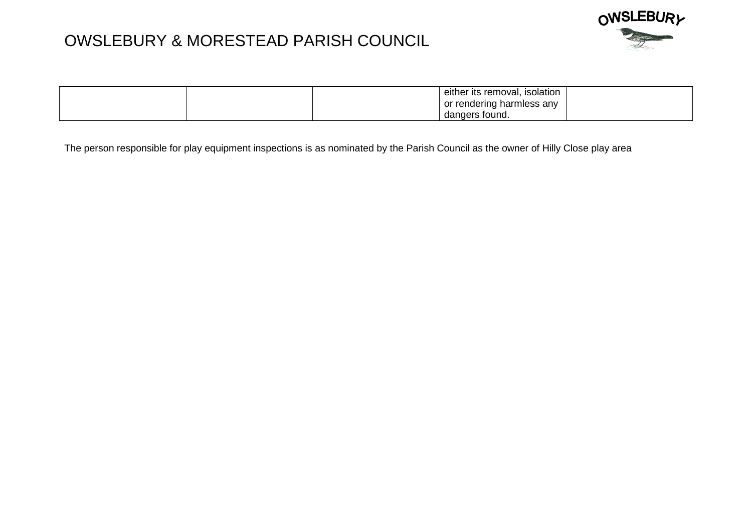| | | | | |
|---|---|---|---|---|
| | | | either its removal, isolation or rendering harmless any dangers found. | |

The person responsible for play equipment inspections is as nominated by the Parish Council as the owner of Hilly Close play area